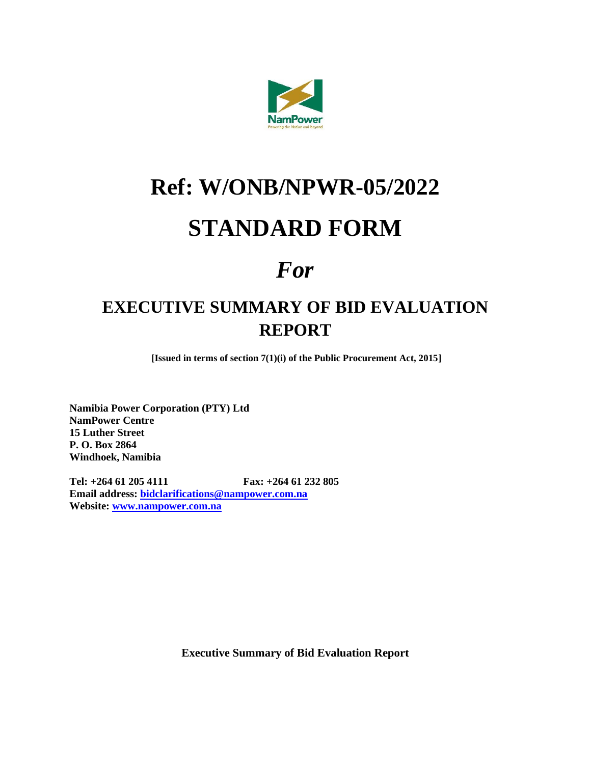# Ref: W/ONB/NPWR-05/2022

# STANDARD FORM

# *For*

## EXECUTIVE SUMMARY OF BID EVALUATION REPORT

**[Issued in terms of section 7(1)(i) of the Public Procurement Act, 2015]**

**Namibia Power Corporation (PTY) Ltd**
**NamPower Centre**
**15 Luther Street**
**P. O. Box 2864**
**Windhoek, Namibia**

**Tel: +264 61 205 4111** **Fax: +264 61 232 805**
**Email address: [bidclarifications@nampower.com.na](mailto:bidclarifications@nampower.com.na)**
**Website: [www.nampower.com.na](http://www.nampower.com.na)**

**Executive Summary of Bid Evaluation Report**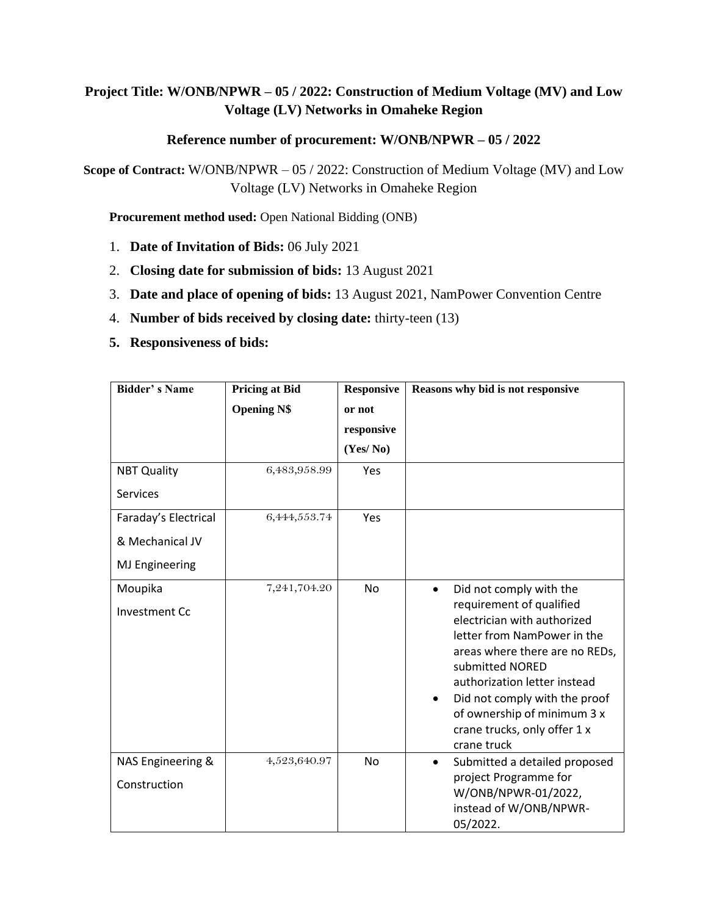**Project Title: W/ONB/NPWR – 05 / 2022: Construction of Medium Voltage (MV) and Low Voltage (LV) Networks in Omaheke Region**

**Reference number of procurement: W/ONB/NPWR – 05 / 2022**

**Scope of Contract:** W/ONB/NPWR – 05 / 2022: Construction of Medium Voltage (MV) and Low Voltage (LV) Networks in Omaheke Region

**Procurement method used:** Open National Bidding (ONB)

1. **Date of Invitation of Bids:** 06 July 2021
2. **Closing date for submission of bids:** 13 August 2021
3. **Date and place of opening of bids:** 13 August 2021, NamPower Convention Centre
4. **Number of bids received by closing date:** thirty-teen (13)
5. **Responsiveness of bids:**

| Bidder' s Name | Pricing at Bid Opening N$ | Responsive or not responsive (Yes/ No) | Reasons why bid is not responsive |
|---|---|---|---|
| NBT Quality Services | 6,483,958.99 | Yes | |
| Faraday's Electrical & Mechanical JV MJ Engineering | 6,444,553.74 | Yes | |
| Moupika Investment Cc | 7,241,704.20 | No | • Did not comply with the requirement of qualified electrician with authorized letter from NamPower in the areas where there are no REDs, submitted NORED authorization letter instead<br>• Did not comply with the proof of ownership of minimum 3 x crane trucks, only offer 1 x crane truck |
| NAS Engineering & Construction | 4,523,640.97 | No | • Submitted a detailed proposed project Programme for W/ONB/NPWR-01/2022, instead of W/ONB/NPWR-05/2022. |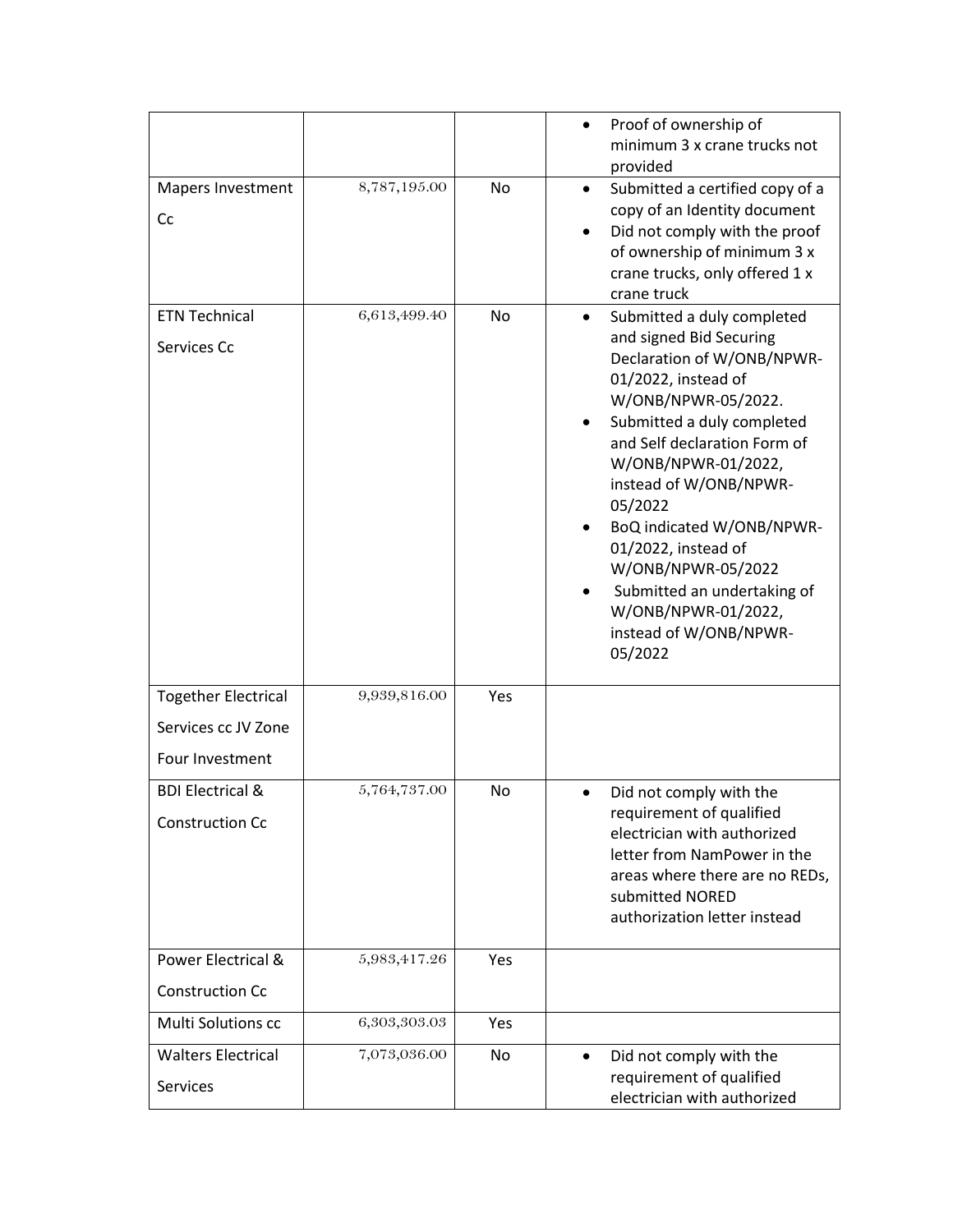| | | | |
|---|---|---|---|
| | | | • Proof of ownership of minimum 3 x crane trucks not provided |
| Mapers Investment Cc | 8,787,195.00 | No | • Submitted a certified copy of a copy of an Identity document<br>• Did not comply with the proof of ownership of minimum 3 x crane trucks, only offered 1 x crane truck |
| ETN Technical Services Cc | 6,613,499.40 | No | • Submitted a duly completed and signed Bid Securing Declaration of W/ONB/NPWR-01/2022, instead of W/ONB/NPWR-05/2022.<br>• Submitted a duly completed and Self declaration Form of W/ONB/NPWR-01/2022, instead of W/ONB/NPWR-05/2022<br>• BoQ indicated W/ONB/NPWR-01/2022, instead of W/ONB/NPWR-05/2022<br>• Submitted an undertaking of W/ONB/NPWR-01/2022, instead of W/ONB/NPWR-05/2022 |
| Together Electrical Services cc JV Zone Four Investment | 9,939,816.00 | Yes | |
| BDI Electrical & Construction Cc | 5,764,737.00 | No | • Did not comply with the requirement of qualified electrician with authorized letter from NamPower in the areas where there are no REDs, submitted NORED authorization letter instead |
| Power Electrical & Construction Cc | 5,983,417.26 | Yes | |
| Multi Solutions cc | 6,303,303.03 | Yes | |
| Walters Electrical Services | 7,073,036.00 | No | • Did not comply with the requirement of qualified electrician with authorized |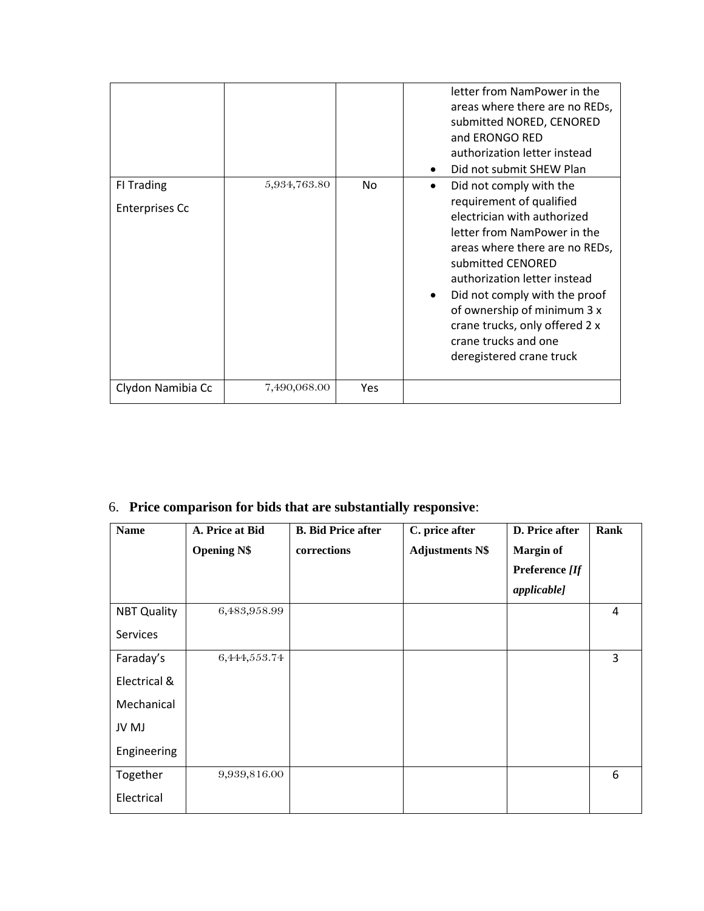| | | | |
|---|---|---|---|
| | | | letter from NamPower in the areas where there are no REDs, submitted NORED, CENORED and ERONGO RED authorization letter instead<br>• Did not submit SHEW Plan |
| FI Trading Enterprises Cc | 5,934,763.80 | No | • Did not comply with the requirement of qualified electrician with authorized letter from NamPower in the areas where there are no REDs, submitted CENORED authorization letter instead<br>• Did not comply with the proof of ownership of minimum 3 x crane trucks, only offered 2 x crane trucks and one deregistered crane truck |
| Clydon Namibia Cc | 7,490,068.00 | Yes | |

6. **Price comparison for bids that are substantially responsive**:

| Name | A. Price at Bid Opening N$ | B. Bid Price after corrections | C. price after Adjustments N$ | D. Price after Margin of Preference *[If applicable]* | Rank |
|---|---|---|---|---|---|
| NBT Quality Services | 6,483,958.99 | | | | 4 |
| Faraday's Electrical & Mechanical JV MJ Engineering | 6,444,553.74 | | | | 3 |
| Together Electrical | 9,939,816.00 | | | | 6 |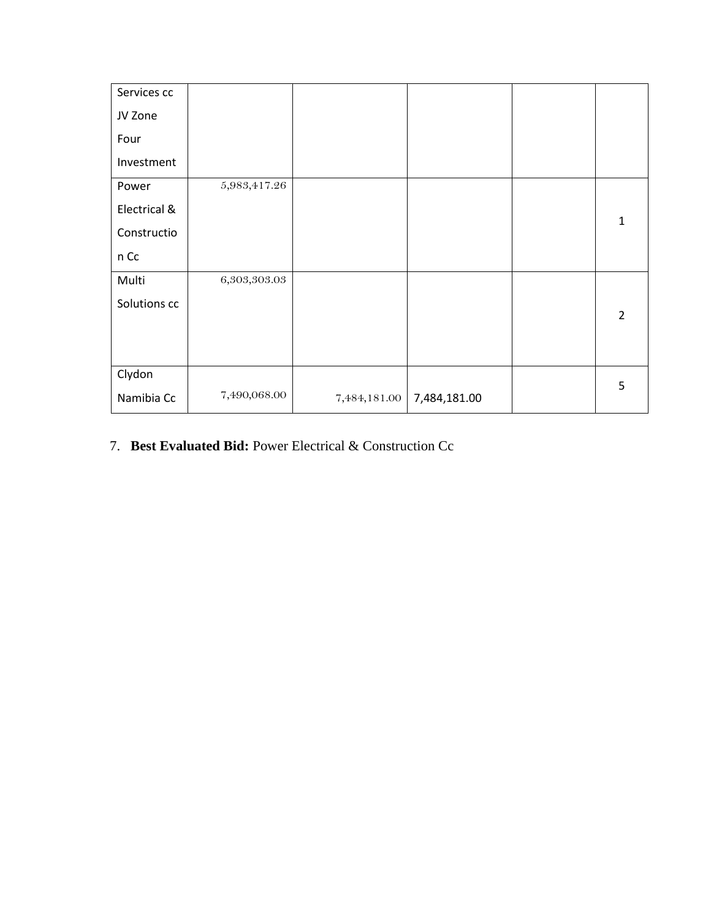| | | | | | |
|---|---|---|---|---|---|
| Services cc JV Zone Four Investment | | | | | |
| Power Electrical & Construction Cc | 5,983,417.26 | | | | 1 |
| Multi Solutions cc | 6,303,303.03 | | | | 2 |
| Clydon Namibia Cc | 7,490,068.00 | 7,484,181.00 | 7,484,181.00 | | 5 |

7. **Best Evaluated Bid:** Power Electrical & Construction Cc